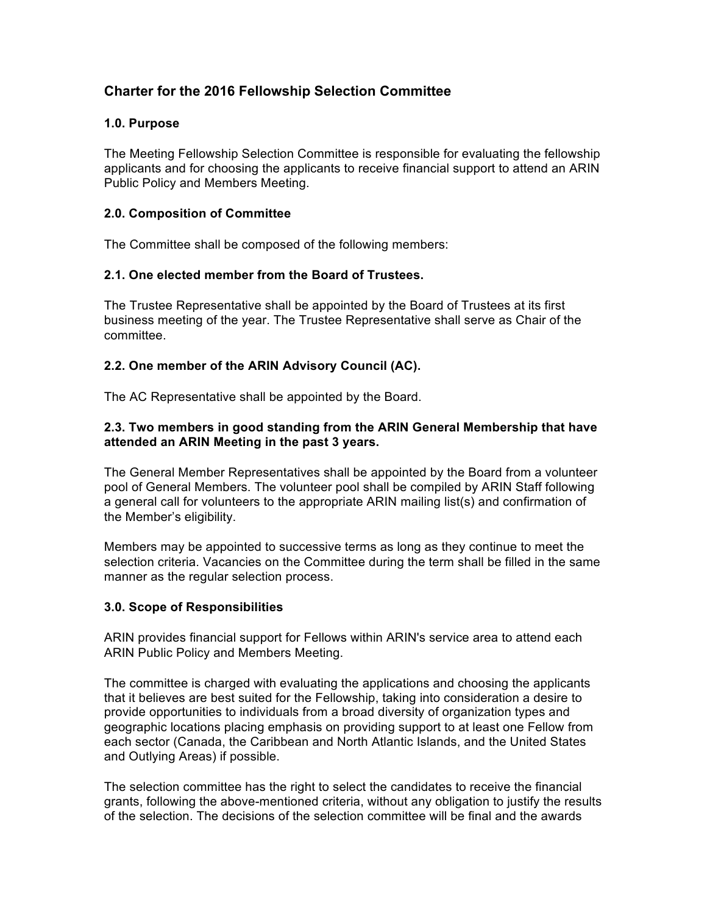# Charter for the 2016 Fellowship Selection Committee

## 1.0. Purpose

The Meeting Fellowship Selection Committee is responsible for evaluating the fellowship applicants and for choosing the applicants to receive financial support to attend an ARIN Public Policy and Members Meeting.

## 2.0. Composition of Committee

The Committee shall be composed of the following members:

### 2.1. One elected member from the Board of Trustees.

The Trustee Representative shall be appointed by the Board of Trustees at its first business meeting of the year. The Trustee Representative shall serve as Chair of the committee.

### 2.2. One member of the ARIN Advisory Council (AC).

The AC Representative shall be appointed by the Board.

### 2.3. Two members in good standing from the ARIN General Membership that have attended an ARIN Meeting in the past 3 years.

The General Member Representatives shall be appointed by the Board from a volunteer pool of General Members. The volunteer pool shall be compiled by ARIN Staff following a general call for volunteers to the appropriate ARIN mailing list(s) and confirmation of the Member's eligibility.

Members may be appointed to successive terms as long as they continue to meet the selection criteria. Vacancies on the Committee during the term shall be filled in the same manner as the regular selection process.

## 3.0. Scope of Responsibilities

ARIN provides financial support for Fellows within ARIN's service area to attend each ARIN Public Policy and Members Meeting.

The committee is charged with evaluating the applications and choosing the applicants that it believes are best suited for the Fellowship, taking into consideration a desire to provide opportunities to individuals from a broad diversity of organization types and geographic locations placing emphasis on providing support to at least one Fellow from each sector (Canada, the Caribbean and North Atlantic Islands, and the United States and Outlying Areas) if possible.

The selection committee has the right to select the candidates to receive the financial grants, following the above-mentioned criteria, without any obligation to justify the results of the selection. The decisions of the selection committee will be final and the awards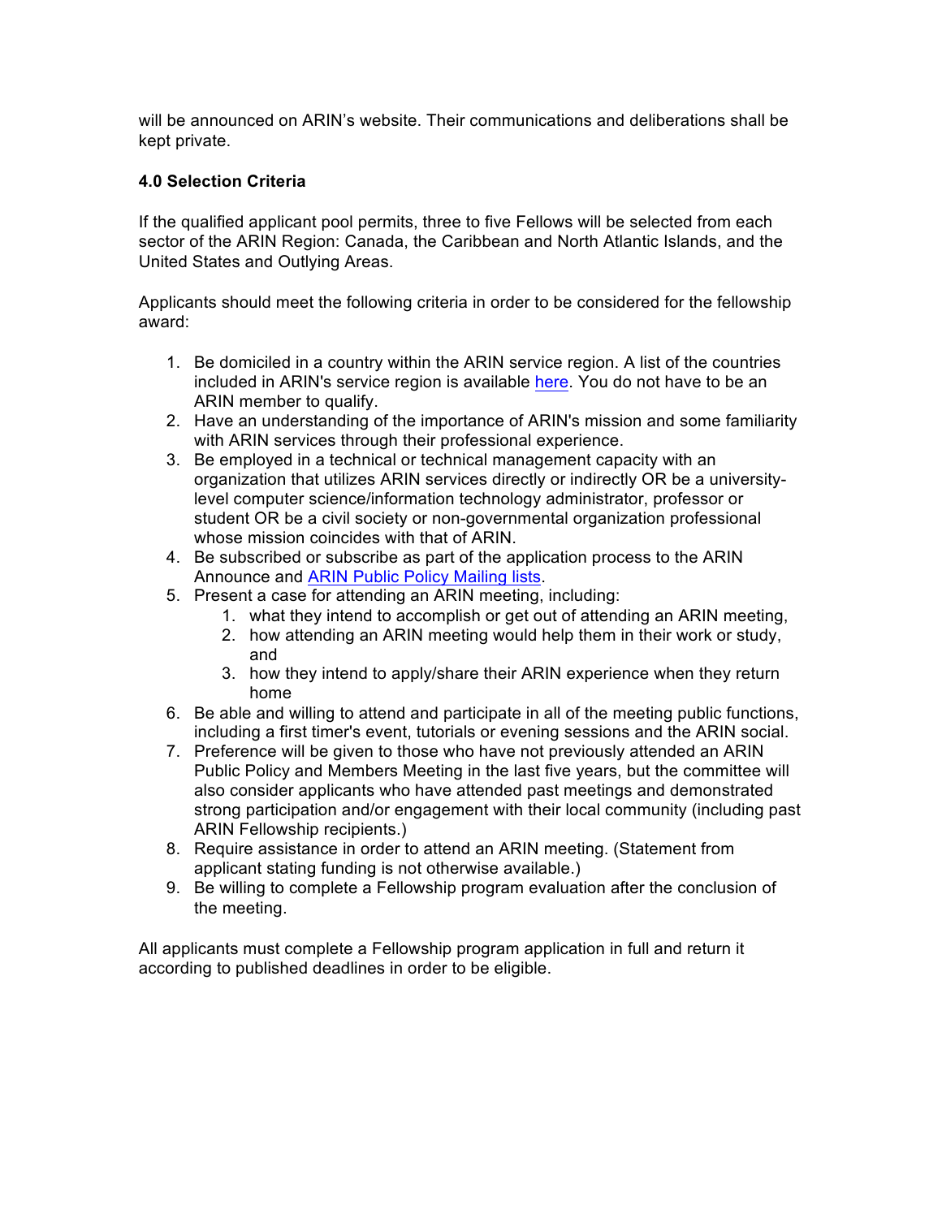will be announced on ARIN's website. Their communications and deliberations shall be kept private.

**4.0 Selection Criteria**

If the qualified applicant pool permits, three to five Fellows will be selected from each sector of the ARIN Region: Canada, the Caribbean and North Atlantic Islands, and the United States and Outlying Areas.

Applicants should meet the following criteria in order to be considered for the fellowship award:

1. Be domiciled in a country within the ARIN service region. A list of the countries included in ARIN's service region is available here. You do not have to be an ARIN member to qualify.
2. Have an understanding of the importance of ARIN's mission and some familiarity with ARIN services through their professional experience.
3. Be employed in a technical or technical management capacity with an organization that utilizes ARIN services directly or indirectly OR be a university-level computer science/information technology administrator, professor or student OR be a civil society or non-governmental organization professional whose mission coincides with that of ARIN.
4. Be subscribed or subscribe as part of the application process to the ARIN Announce and ARIN Public Policy Mailing lists.
5. Present a case for attending an ARIN meeting, including:
   1. what they intend to accomplish or get out of attending an ARIN meeting,
   2. how attending an ARIN meeting would help them in their work or study, and
   3. how they intend to apply/share their ARIN experience when they return home
6. Be able and willing to attend and participate in all of the meeting public functions, including a first timer's event, tutorials or evening sessions and the ARIN social.
7. Preference will be given to those who have not previously attended an ARIN Public Policy and Members Meeting in the last five years, but the committee will also consider applicants who have attended past meetings and demonstrated strong participation and/or engagement with their local community (including past ARIN Fellowship recipients.)
8. Require assistance in order to attend an ARIN meeting. (Statement from applicant stating funding is not otherwise available.)
9. Be willing to complete a Fellowship program evaluation after the conclusion of the meeting.

All applicants must complete a Fellowship program application in full and return it according to published deadlines in order to be eligible.